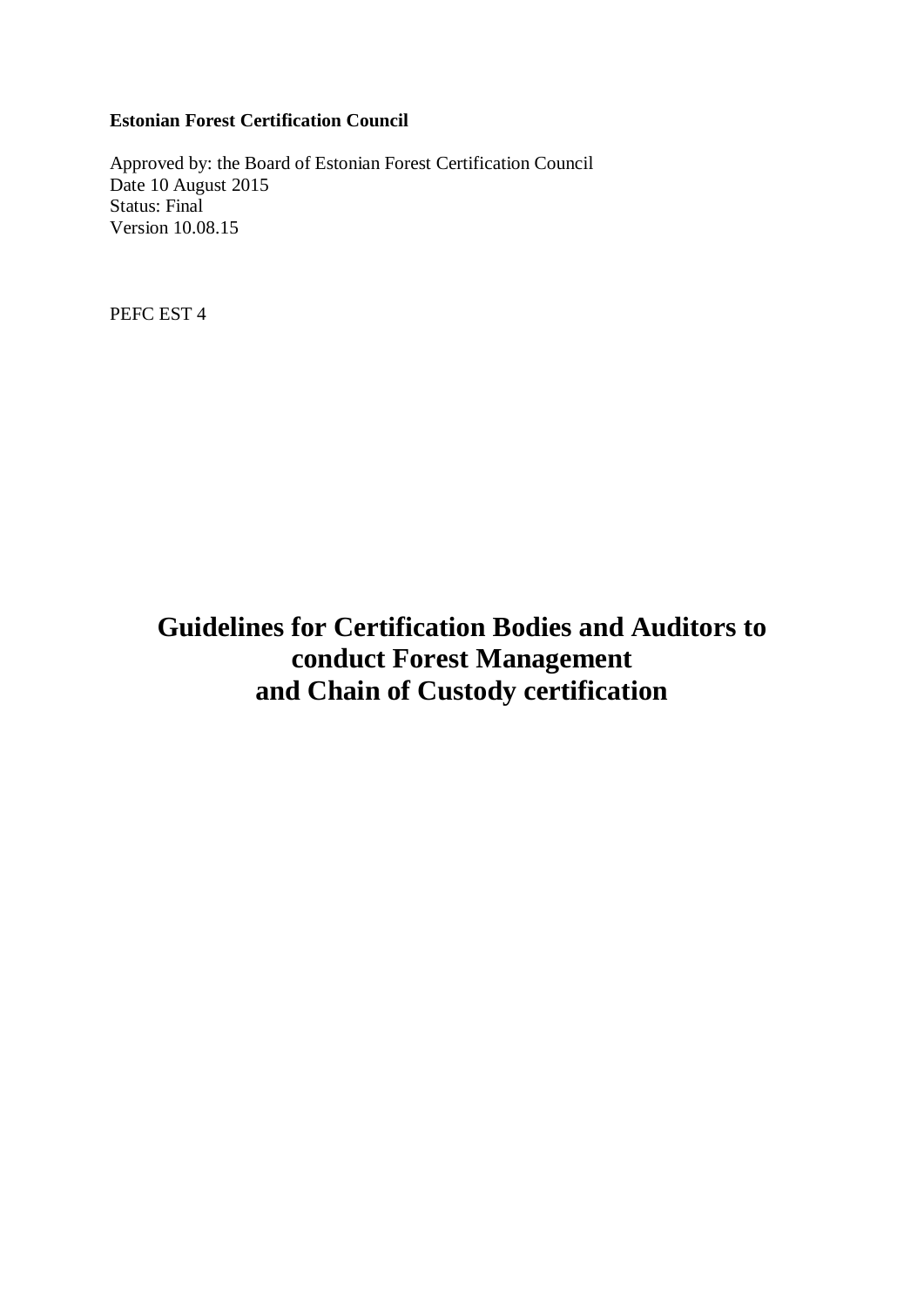**Estonian Forest Certification Council**

Approved by: the Board of Estonian Forest Certification Council
Date 10 August 2015
Status: Final
Version 10.08.15

PEFC EST 4

# Guidelines for Certification Bodies and Auditors to conduct Forest Management and Chain of Custody certification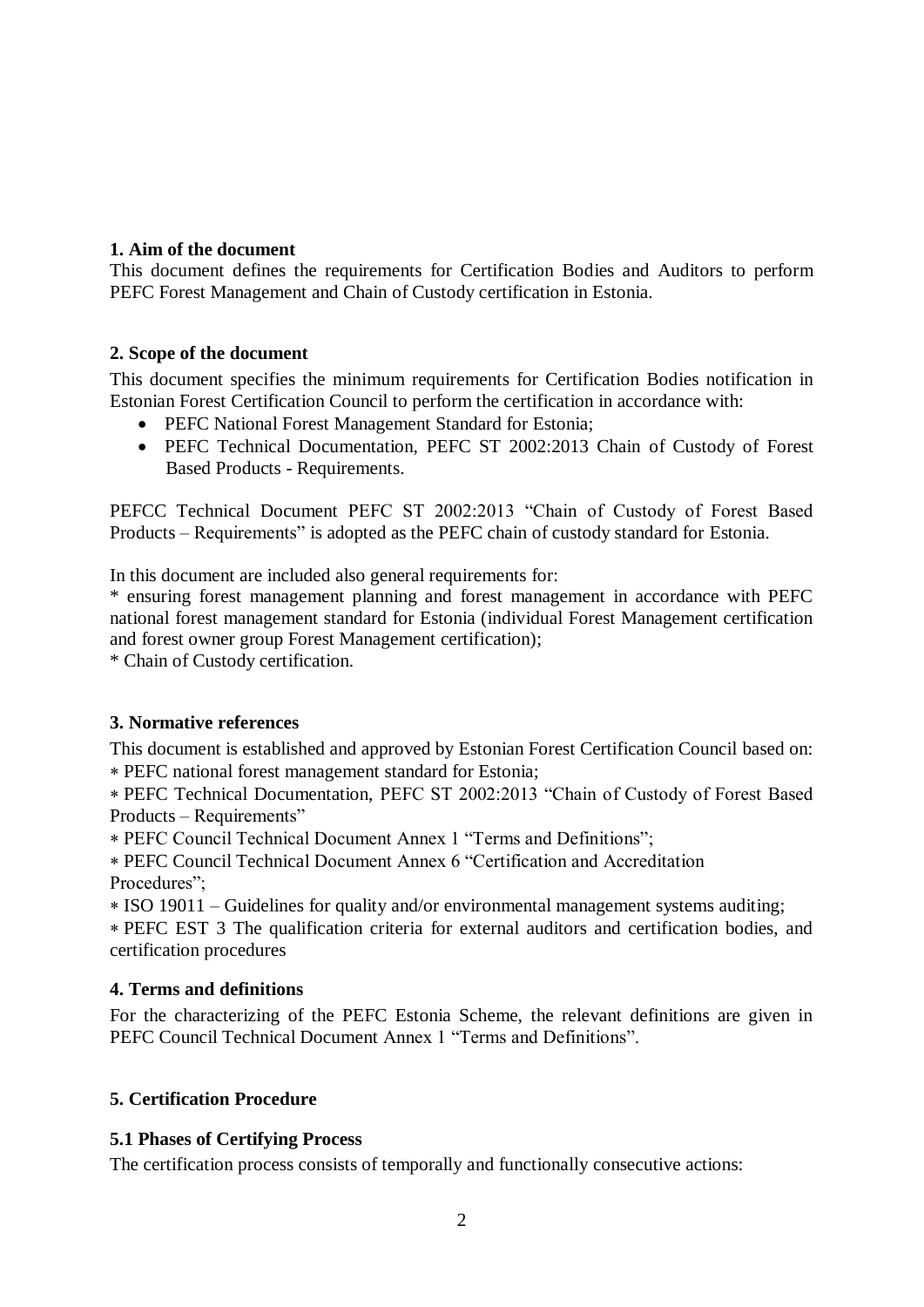## 1. Aim of the document

This document defines the requirements for Certification Bodies and Auditors to perform PEFC Forest Management and Chain of Custody certification in Estonia.

## 2. Scope of the document

This document specifies the minimum requirements for Certification Bodies notification in Estonian Forest Certification Council to perform the certification in accordance with:

- PEFC National Forest Management Standard for Estonia;
- PEFC Technical Documentation, PEFC ST 2002:2013 Chain of Custody of Forest Based Products - Requirements.

PEFCC Technical Document PEFC ST 2002:2013 "Chain of Custody of Forest Based Products – Requirements" is adopted as the PEFC chain of custody standard for Estonia.

In this document are included also general requirements for:

* ensuring forest management planning and forest management in accordance with PEFC national forest management standard for Estonia (individual Forest Management certification and forest owner group Forest Management certification);
* Chain of Custody certification.

## 3. Normative references

This document is established and approved by Estonian Forest Certification Council based on:

∗ PEFC national forest management standard for Estonia;
∗ PEFC Technical Documentation, PEFC ST 2002:2013 "Chain of Custody of Forest Based Products – Requirements"
∗ PEFC Council Technical Document Annex 1 "Terms and Definitions";
∗ PEFC Council Technical Document Annex 6 "Certification and Accreditation Procedures";
∗ ISO 19011 – Guidelines for quality and/or environmental management systems auditing;
∗ PEFC EST 3 The qualification criteria for external auditors and certification bodies, and certification procedures

## 4. Terms and definitions

For the characterizing of the PEFC Estonia Scheme, the relevant definitions are given in PEFC Council Technical Document Annex 1 "Terms and Definitions".

## 5. Certification Procedure

### 5.1 Phases of Certifying Process

The certification process consists of temporally and functionally consecutive actions: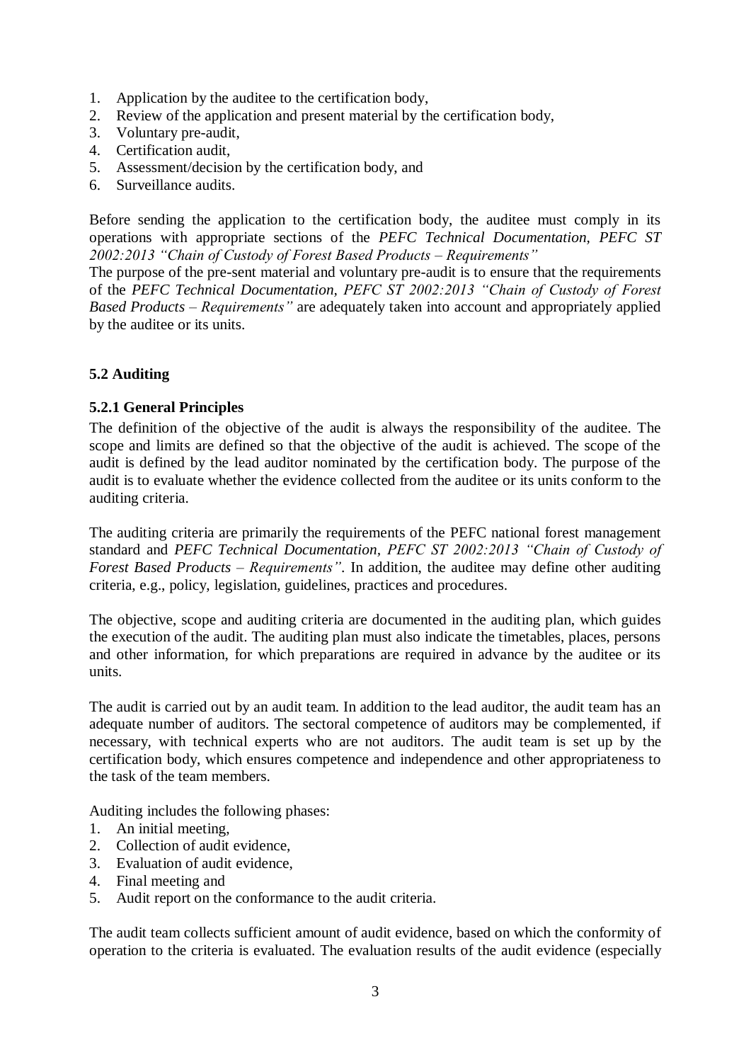1. Application by the auditee to the certification body,
2. Review of the application and present material by the certification body,
3. Voluntary pre-audit,
4. Certification audit,
5. Assessment/decision by the certification body, and
6. Surveillance audits.

Before sending the application to the certification body, the auditee must comply in its operations with appropriate sections of the *PEFC Technical Documentation, PEFC ST 2002:2013 "Chain of Custody of Forest Based Products – Requirements"*

The purpose of the pre-sent material and voluntary pre-audit is to ensure that the requirements of the *PEFC Technical Documentation, PEFC ST 2002:2013 "Chain of Custody of Forest Based Products – Requirements"* are adequately taken into account and appropriately applied by the auditee or its units.

### 5.2 Auditing

#### 5.2.1 General Principles

The definition of the objective of the audit is always the responsibility of the auditee. The scope and limits are defined so that the objective of the audit is achieved. The scope of the audit is defined by the lead auditor nominated by the certification body. The purpose of the audit is to evaluate whether the evidence collected from the auditee or its units conform to the auditing criteria.

The auditing criteria are primarily the requirements of the PEFC national forest management standard and *PEFC Technical Documentation, PEFC ST 2002:2013 "Chain of Custody of Forest Based Products – Requirements"*. In addition, the auditee may define other auditing criteria, e.g., policy, legislation, guidelines, practices and procedures.

The objective, scope and auditing criteria are documented in the auditing plan, which guides the execution of the audit. The auditing plan must also indicate the timetables, places, persons and other information, for which preparations are required in advance by the auditee or its units.

The audit is carried out by an audit team. In addition to the lead auditor, the audit team has an adequate number of auditors. The sectoral competence of auditors may be complemented, if necessary, with technical experts who are not auditors. The audit team is set up by the certification body, which ensures competence and independence and other appropriateness to the task of the team members.

Auditing includes the following phases:

1. An initial meeting,
2. Collection of audit evidence,
3. Evaluation of audit evidence,
4. Final meeting and
5. Audit report on the conformance to the audit criteria.

The audit team collects sufficient amount of audit evidence, based on which the conformity of operation to the criteria is evaluated. The evaluation results of the audit evidence (especially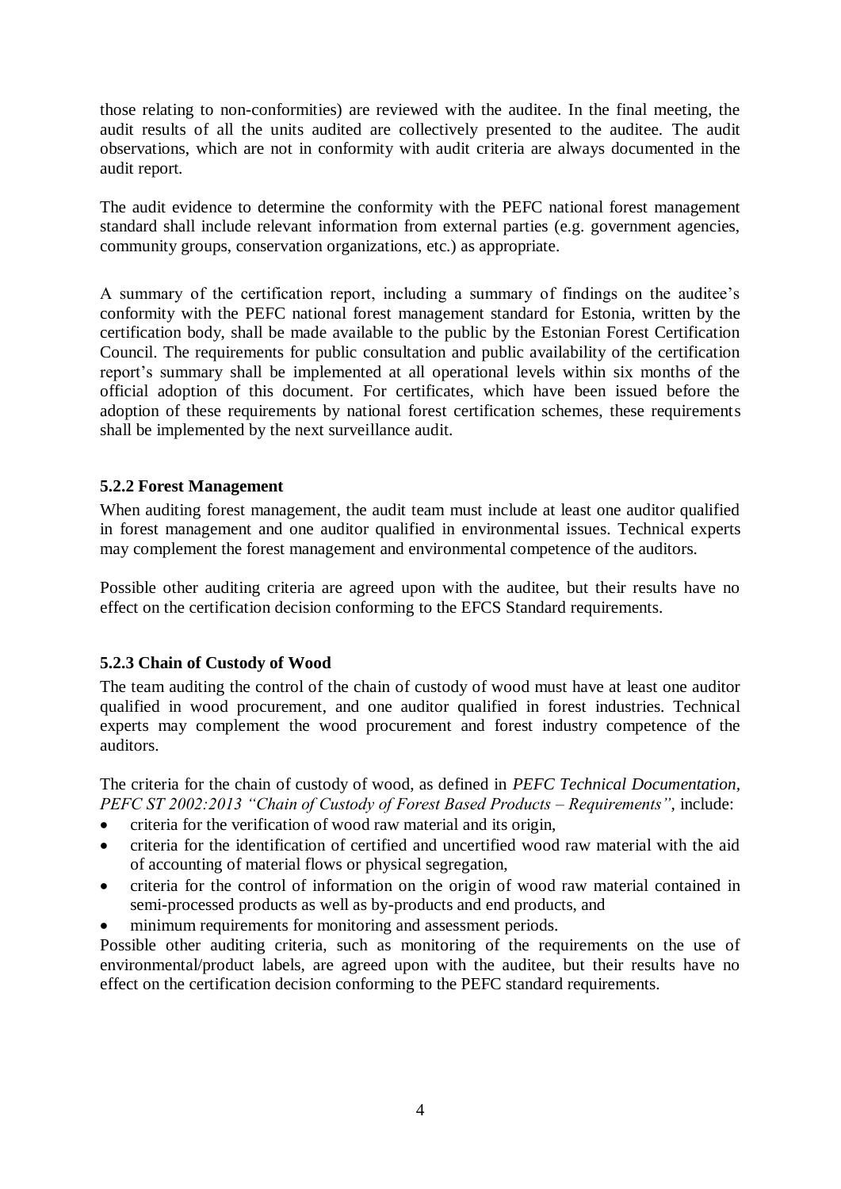those relating to non-conformities) are reviewed with the auditee. In the final meeting, the audit results of all the units audited are collectively presented to the auditee. The audit observations, which are not in conformity with audit criteria are always documented in the audit report.

The audit evidence to determine the conformity with the PEFC national forest management standard shall include relevant information from external parties (e.g. government agencies, community groups, conservation organizations, etc.) as appropriate.

A summary of the certification report, including a summary of findings on the auditee's conformity with the PEFC national forest management standard for Estonia, written by the certification body, shall be made available to the public by the Estonian Forest Certification Council. The requirements for public consultation and public availability of the certification report's summary shall be implemented at all operational levels within six months of the official adoption of this document. For certificates, which have been issued before the adoption of these requirements by national forest certification schemes, these requirements shall be implemented by the next surveillance audit.

### 5.2.2 Forest Management

When auditing forest management, the audit team must include at least one auditor qualified in forest management and one auditor qualified in environmental issues. Technical experts may complement the forest management and environmental competence of the auditors.

Possible other auditing criteria are agreed upon with the auditee, but their results have no effect on the certification decision conforming to the EFCS Standard requirements.

### 5.2.3 Chain of Custody of Wood

The team auditing the control of the chain of custody of wood must have at least one auditor qualified in wood procurement, and one auditor qualified in forest industries. Technical experts may complement the wood procurement and forest industry competence of the auditors.

The criteria for the chain of custody of wood, as defined in *PEFC Technical Documentation, PEFC ST 2002:2013 "Chain of Custody of Forest Based Products – Requirements"*, include:

- criteria for the verification of wood raw material and its origin,
- criteria for the identification of certified and uncertified wood raw material with the aid of accounting of material flows or physical segregation,
- criteria for the control of information on the origin of wood raw material contained in semi-processed products as well as by-products and end products, and
- minimum requirements for monitoring and assessment periods.

Possible other auditing criteria, such as monitoring of the requirements on the use of environmental/product labels, are agreed upon with the auditee, but their results have no effect on the certification decision conforming to the PEFC standard requirements.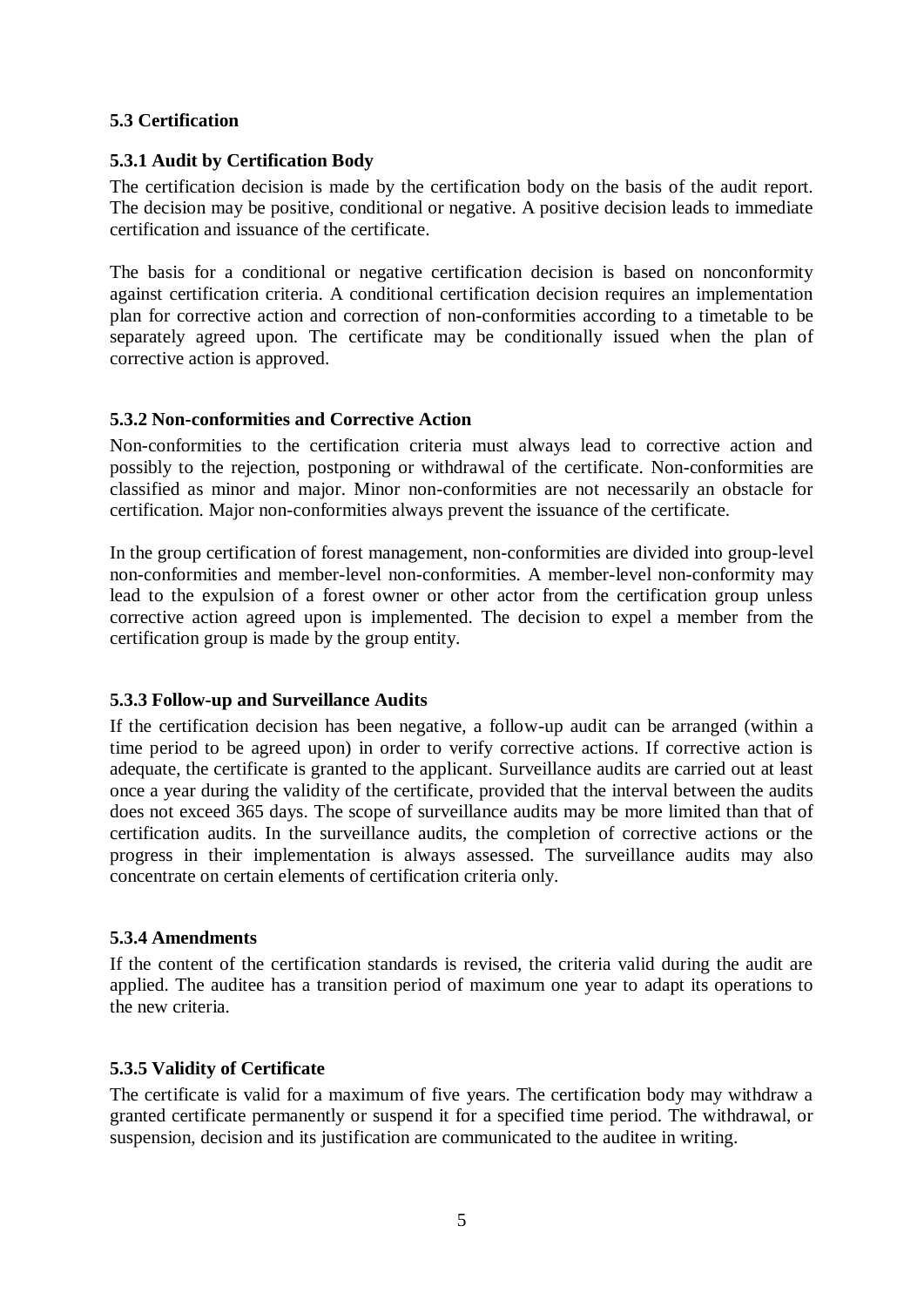### 5.3 Certification

#### 5.3.1 Audit by Certification Body

The certification decision is made by the certification body on the basis of the audit report. The decision may be positive, conditional or negative. A positive decision leads to immediate certification and issuance of the certificate.

The basis for a conditional or negative certification decision is based on nonconformity against certification criteria. A conditional certification decision requires an implementation plan for corrective action and correction of non-conformities according to a timetable to be separately agreed upon. The certificate may be conditionally issued when the plan of corrective action is approved.

#### 5.3.2 Non-conformities and Corrective Action

Non-conformities to the certification criteria must always lead to corrective action and possibly to the rejection, postponing or withdrawal of the certificate. Non-conformities are classified as minor and major. Minor non-conformities are not necessarily an obstacle for certification. Major non-conformities always prevent the issuance of the certificate.

In the group certification of forest management, non-conformities are divided into group-level non-conformities and member-level non-conformities. A member-level non-conformity may lead to the expulsion of a forest owner or other actor from the certification group unless corrective action agreed upon is implemented. The decision to expel a member from the certification group is made by the group entity.

#### 5.3.3 Follow-up and Surveillance Audits

If the certification decision has been negative, a follow-up audit can be arranged (within a time period to be agreed upon) in order to verify corrective actions. If corrective action is adequate, the certificate is granted to the applicant. Surveillance audits are carried out at least once a year during the validity of the certificate, provided that the interval between the audits does not exceed 365 days. The scope of surveillance audits may be more limited than that of certification audits. In the surveillance audits, the completion of corrective actions or the progress in their implementation is always assessed. The surveillance audits may also concentrate on certain elements of certification criteria only.

#### 5.3.4 Amendments

If the content of the certification standards is revised, the criteria valid during the audit are applied. The auditee has a transition period of maximum one year to adapt its operations to the new criteria.

#### 5.3.5 Validity of Certificate

The certificate is valid for a maximum of five years. The certification body may withdraw a granted certificate permanently or suspend it for a specified time period. The withdrawal, or suspension, decision and its justification are communicated to the auditee in writing.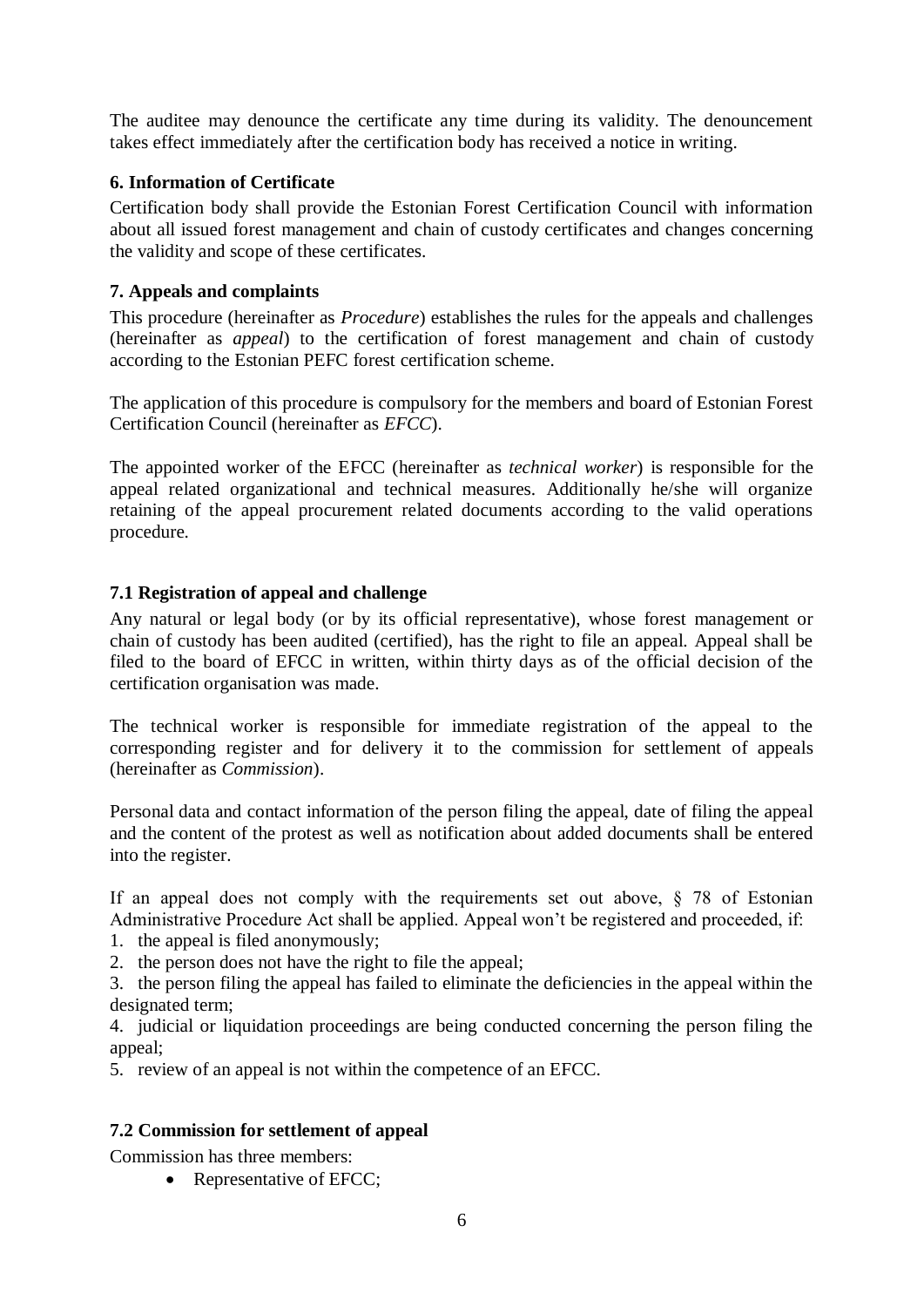The auditee may denounce the certificate any time during its validity. The denouncement takes effect immediately after the certification body has received a notice in writing.

### 6. Information of Certificate

Certification body shall provide the Estonian Forest Certification Council with information about all issued forest management and chain of custody certificates and changes concerning the validity and scope of these certificates.

### 7. Appeals and complaints

This procedure (hereinafter as *Procedure*) establishes the rules for the appeals and challenges (hereinafter as *appeal*) to the certification of forest management and chain of custody according to the Estonian PEFC forest certification scheme.

The application of this procedure is compulsory for the members and board of Estonian Forest Certification Council (hereinafter as *EFCC*).

The appointed worker of the EFCC (hereinafter as *technical worker*) is responsible for the appeal related organizational and technical measures. Additionally he/she will organize retaining of the appeal procurement related documents according to the valid operations procedure.

#### 7.1 Registration of appeal and challenge

Any natural or legal body (or by its official representative), whose forest management or chain of custody has been audited (certified), has the right to file an appeal. Appeal shall be filed to the board of EFCC in written, within thirty days as of the official decision of the certification organisation was made.

The technical worker is responsible for immediate registration of the appeal to the corresponding register and for delivery it to the commission for settlement of appeals (hereinafter as *Commission*).

Personal data and contact information of the person filing the appeal, date of filing the appeal and the content of the protest as well as notification about added documents shall be entered into the register.

If an appeal does not comply with the requirements set out above, § 78 of Estonian Administrative Procedure Act shall be applied. Appeal won't be registered and proceeded, if:

1. the appeal is filed anonymously;
2. the person does not have the right to file the appeal;
3. the person filing the appeal has failed to eliminate the deficiencies in the appeal within the designated term;
4. judicial or liquidation proceedings are being conducted concerning the person filing the appeal;
5. review of an appeal is not within the competence of an EFCC.

#### 7.2 Commission for settlement of appeal

Commission has three members:

- Representative of EFCC;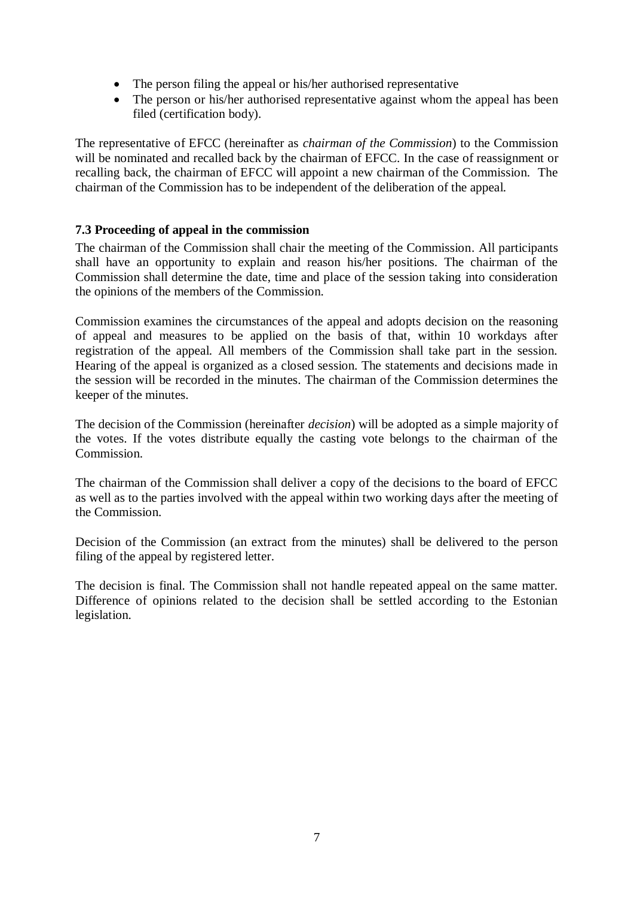- The person filing the appeal or his/her authorised representative
- The person or his/her authorised representative against whom the appeal has been filed (certification body).

The representative of EFCC (hereinafter as *chairman of the Commission*) to the Commission will be nominated and recalled back by the chairman of EFCC. In the case of reassignment or recalling back, the chairman of EFCC will appoint a new chairman of the Commission. The chairman of the Commission has to be independent of the deliberation of the appeal.

### 7.3 Proceeding of appeal in the commission

The chairman of the Commission shall chair the meeting of the Commission. All participants shall have an opportunity to explain and reason his/her positions. The chairman of the Commission shall determine the date, time and place of the session taking into consideration the opinions of the members of the Commission.

Commission examines the circumstances of the appeal and adopts decision on the reasoning of appeal and measures to be applied on the basis of that, within 10 workdays after registration of the appeal. All members of the Commission shall take part in the session. Hearing of the appeal is organized as a closed session. The statements and decisions made in the session will be recorded in the minutes. The chairman of the Commission determines the keeper of the minutes.

The decision of the Commission (hereinafter *decision*) will be adopted as a simple majority of the votes. If the votes distribute equally the casting vote belongs to the chairman of the Commission.

The chairman of the Commission shall deliver a copy of the decisions to the board of EFCC as well as to the parties involved with the appeal within two working days after the meeting of the Commission.

Decision of the Commission (an extract from the minutes) shall be delivered to the person filing of the appeal by registered letter.

The decision is final. The Commission shall not handle repeated appeal on the same matter. Difference of opinions related to the decision shall be settled according to the Estonian legislation.